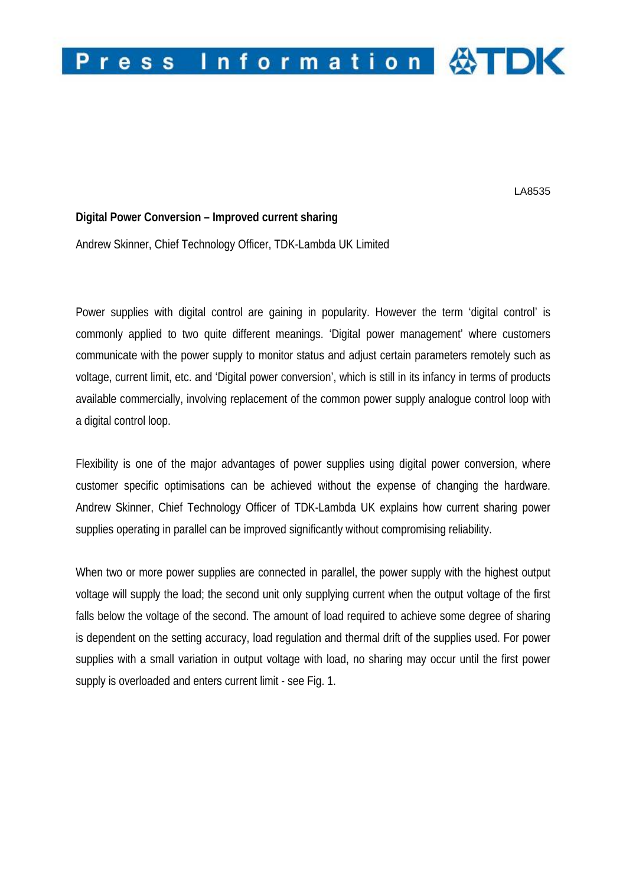LA8535

**Digital Power Conversion – Improved current sharing**

Andrew Skinner, Chief Technology Officer, TDK-Lambda UK Limited

Power supplies with digital control are gaining in popularity. However the term 'digital control' is commonly applied to two quite different meanings. 'Digital power management' where customers communicate with the power supply to monitor status and adjust certain parameters remotely such as voltage, current limit, etc. and 'Digital power conversion', which is still in its infancy in terms of products available commercially, involving replacement of the common power supply analogue control loop with a digital control loop.

Flexibility is one of the major advantages of power supplies using digital power conversion, where customer specific optimisations can be achieved without the expense of changing the hardware. Andrew Skinner, Chief Technology Officer of TDK-Lambda UK explains how current sharing power supplies operating in parallel can be improved significantly without compromising reliability.

When two or more power supplies are connected in parallel, the power supply with the highest output voltage will supply the load; the second unit only supplying current when the output voltage of the first falls below the voltage of the second. The amount of load required to achieve some degree of sharing is dependent on the setting accuracy, load regulation and thermal drift of the supplies used. For power supplies with a small variation in output voltage with load, no sharing may occur until the first power supply is overloaded and enters current limit - see Fig. 1.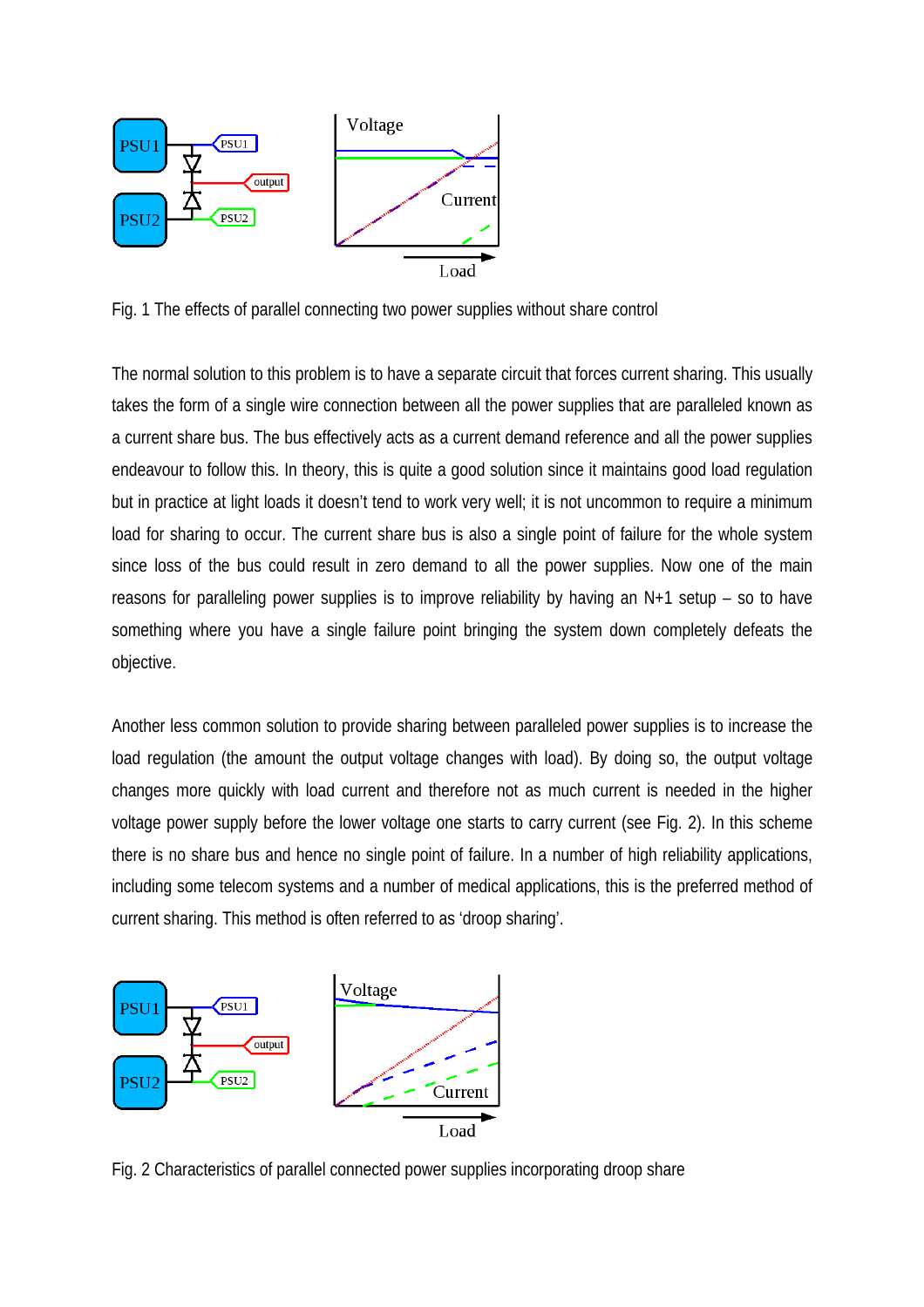Fig. 1 The effects of parallel connecting two power supplies without share control

The normal solution to this problem is to have a separate circuit that forces current sharing. This usually takes the form of a single wire connection between all the power supplies that are paralleled known as a current share bus. The bus effectively acts as a current demand reference and all the power supplies endeavour to follow this. In theory, this is quite a good solution since it maintains good load regulation but in practice at light loads it doesn't tend to work very well; it is not uncommon to require a minimum load for sharing to occur. The current share bus is also a single point of failure for the whole system since loss of the bus could result in zero demand to all the power supplies. Now one of the main reasons for paralleling power supplies is to improve reliability by having an N+1 setup – so to have something where you have a single failure point bringing the system down completely defeats the objective.

Another less common solution to provide sharing between paralleled power supplies is to increase the load regulation (the amount the output voltage changes with load). By doing so, the output voltage changes more quickly with load current and therefore not as much current is needed in the higher voltage power supply before the lower voltage one starts to carry current (see Fig. 2). In this scheme there is no share bus and hence no single point of failure. In a number of high reliability applications, including some telecom systems and a number of medical applications, this is the preferred method of current sharing. This method is often referred to as 'droop sharing'.

Fig. 2 Characteristics of parallel connected power supplies incorporating droop share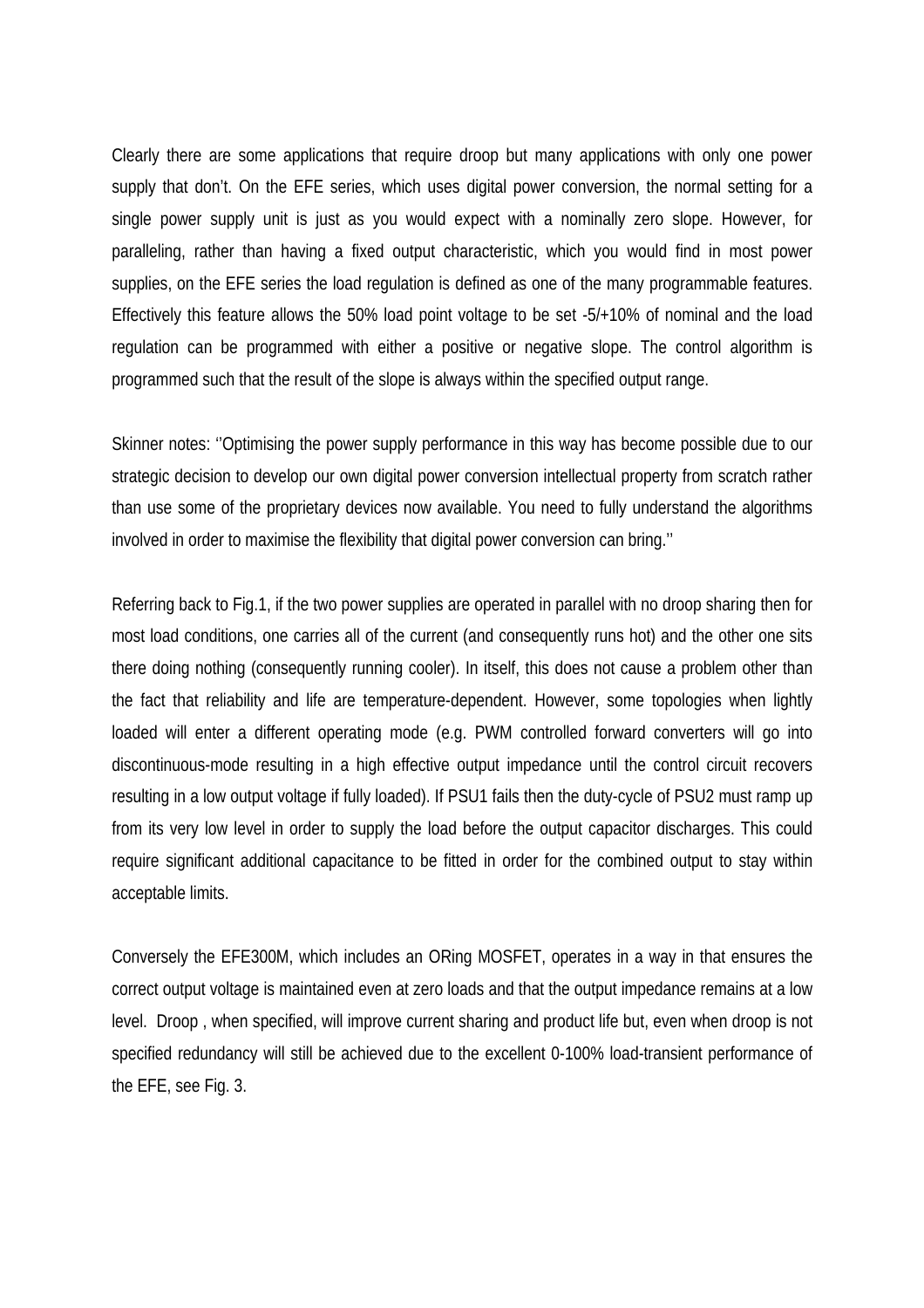Clearly there are some applications that require droop but many applications with only one power supply that don't. On the EFE series, which uses digital power conversion, the normal setting for a single power supply unit is just as you would expect with a nominally zero slope. However, for paralleling, rather than having a fixed output characteristic, which you would find in most power supplies, on the EFE series the load regulation is defined as one of the many programmable features. Effectively this feature allows the 50% load point voltage to be set -5/+10% of nominal and the load regulation can be programmed with either a positive or negative slope. The control algorithm is programmed such that the result of the slope is always within the specified output range.

Skinner notes: ''Optimising the power supply performance in this way has become possible due to our strategic decision to develop our own digital power conversion intellectual property from scratch rather than use some of the proprietary devices now available. You need to fully understand the algorithms involved in order to maximise the flexibility that digital power conversion can bring.''

Referring back to Fig.1, if the two power supplies are operated in parallel with no droop sharing then for most load conditions, one carries all of the current (and consequently runs hot) and the other one sits there doing nothing (consequently running cooler). In itself, this does not cause a problem other than the fact that reliability and life are temperature-dependent. However, some topologies when lightly loaded will enter a different operating mode (e.g. PWM controlled forward converters will go into discontinuous-mode resulting in a high effective output impedance until the control circuit recovers resulting in a low output voltage if fully loaded). If PSU1 fails then the duty-cycle of PSU2 must ramp up from its very low level in order to supply the load before the output capacitor discharges. This could require significant additional capacitance to be fitted in order for the combined output to stay within acceptable limits.

Conversely the EFE300M, which includes an ORing MOSFET, operates in a way in that ensures the correct output voltage is maintained even at zero loads and that the output impedance remains at a low level. Droop , when specified, will improve current sharing and product life but, even when droop is not specified redundancy will still be achieved due to the excellent 0-100% load-transient performance of the EFE, see Fig. 3.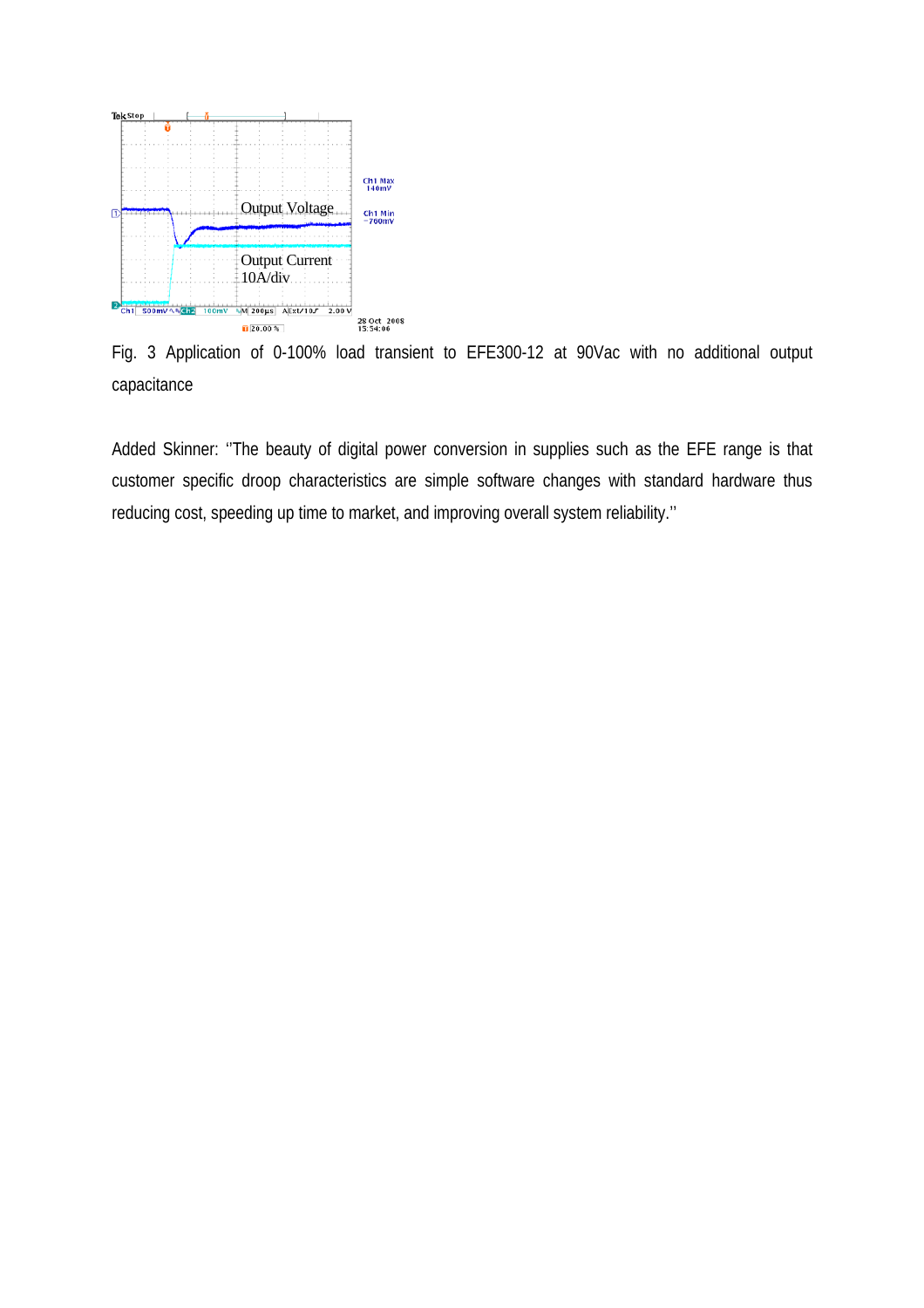Tek Stop

Output Voltage

Output Current
10A/div

Ch1 Max
140mV

Ch1 Min
-760mV

Ch1 500mV Ch2 100mV M 200µs A Ext / 10 2.00 V

20.00 %

28 Oct 2008
15:54:06

Fig. 3 Application of 0-100% load transient to EFE300-12 at 90Vac with no additional output capacitance

Added Skinner: ''The beauty of digital power conversion in supplies such as the EFE range is that customer specific droop characteristics are simple software changes with standard hardware thus reducing cost, speeding up time to market, and improving overall system reliability.''